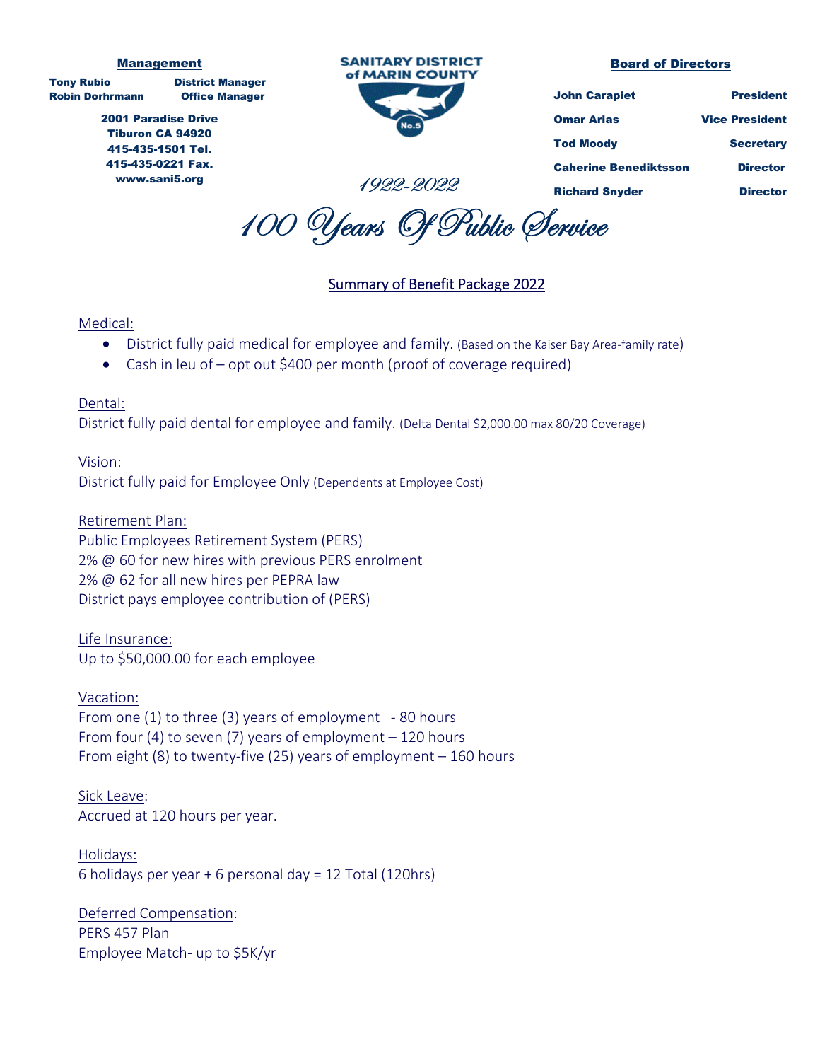**Management**

**Tony Rubio** — **District Manager**
**Robin Dorhrmann** — **Office Manager**

**2001 Paradise Drive**
**Tiburon CA 94920**
**415-435-1501 Tel.**
**415-435-0221 Fax.**
**www.sani5.org**

**SANITARY DISTRICT of MARIN COUNTY**

No.5

*1922-2022*

**Board of Directors**

| | |
|---|---|
| **John Carapiet** | **President** |
| **Omar Arias** | **Vice President** |
| **Tod Moody** | **Secretary** |
| **Caherine Benediktsson** | **Director** |
| **Richard Snyder** | **Director** |

# *100 Years Of Public Service*

## Summary of Benefit Package 2022

Medical:

- District fully paid medical for employee and family. (Based on the Kaiser Bay Area-family rate)
- Cash in leu of – opt out $400 per month (proof of coverage required)

Dental:
District fully paid dental for employee and family. (Delta Dental $2,000.00 max 80/20 Coverage)

Vision:
District fully paid for Employee Only (Dependents at Employee Cost)

Retirement Plan:
Public Employees Retirement System (PERS)
2% @ 60 for new hires with previous PERS enrolment
2% @ 62 for all new hires per PEPRA law
District pays employee contribution of (PERS)

Life Insurance:
Up to $50,000.00 for each employee

Vacation:
From one (1) to three (3) years of employment - 80 hours
From four (4) to seven (7) years of employment – 120 hours
From eight (8) to twenty-five (25) years of employment – 160 hours

Sick Leave:
Accrued at 120 hours per year.

Holidays:
6 holidays per year + 6 personal day = 12 Total (120hrs)

Deferred Compensation:
PERS 457 Plan
Employee Match- up to $5K/yr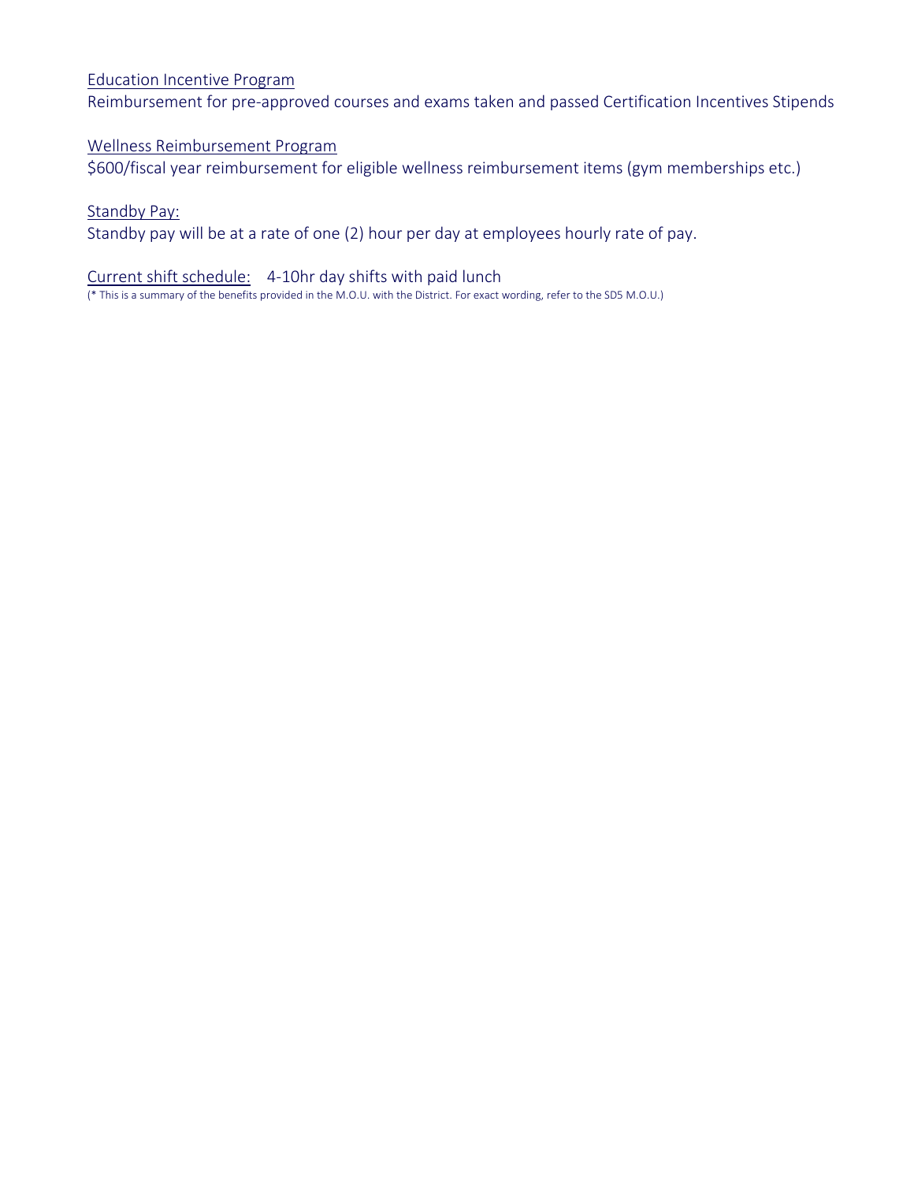<u>Education Incentive Program</u>
Reimbursement for pre-approved courses and exams taken and passed Certification Incentives Stipends

<u>Wellness Reimbursement Program</u>
$600/fiscal year reimbursement for eligible wellness reimbursement items (gym memberships etc.)

<u>Standby Pay:</u>
Standby pay will be at a rate of one (2) hour per day at employees hourly rate of pay.

<u>Current shift schedule:</u> 4-10hr day shifts with paid lunch

(* This is a summary of the benefits provided in the M.O.U. with the District. For exact wording, refer to the SD5 M.O.U.)